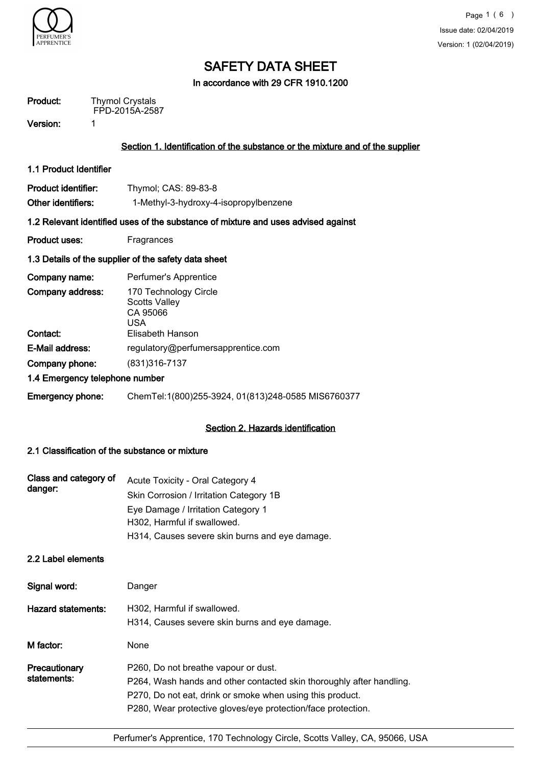# SAFETY DATA SHEET

**In accordance with 29 CFR 1910.1200**

**Product:** Thymol Crystals
FPD-2015A-2587

**Version:** 1

## Section 1. Identification of the substance or the mixture and of the supplier

### 1.1 Product Identifier

**Product identifier:** Thymol; CAS: 89-83-8

**Other identifiers:** 1-Methyl-3-hydroxy-4-isopropylbenzene

### 1.2 Relevant identified uses of the substance of mixture and uses advised against

**Product uses:** Fragrances

### 1.3 Details of the supplier of the safety data sheet

**Company name:** Perfumer's Apprentice

**Company address:** 170 Technology Circle
Scotts Valley
CA 95066
USA

**Contact:** Elisabeth Hanson

**E-Mail address:** regulatory@perfumersapprentice.com

**Company phone:** (831)316-7137

### 1.4 Emergency telephone number

**Emergency phone:** ChemTel:1(800)255-3924, 01(813)248-0585 MIS6760377

## Section 2. Hazards identification

### 2.1 Classification of the substance or mixture

**Class and category of danger:**
Acute Toxicity - Oral Category 4
Skin Corrosion / Irritation Category 1B
Eye Damage / Irritation Category 1
H302, Harmful if swallowed.
H314, Causes severe skin burns and eye damage.

### 2.2 Label elements

**Signal word:** Danger

**Hazard statements:**
H302, Harmful if swallowed.
H314, Causes severe skin burns and eye damage.

**M factor:** None

**Precautionary statements:**
P260, Do not breathe vapour or dust.
P264, Wash hands and other contacted skin thoroughly after handling.
P270, Do not eat, drink or smoke when using this product.
P280, Wear protective gloves/eye protection/face protection.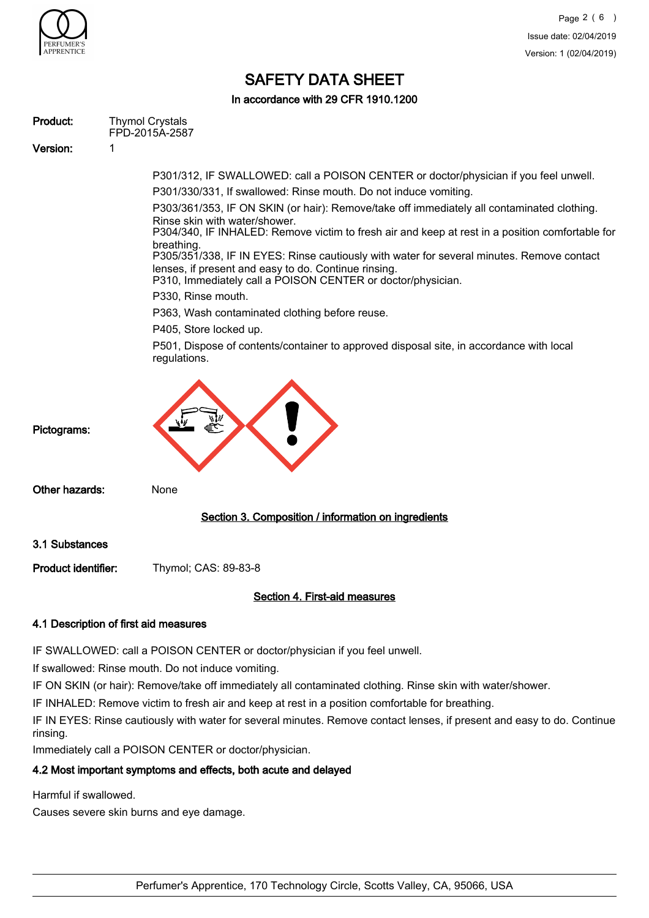**Product:** Thymol Crystals
FPD-2015A-2587

**Version:** 1

P301/312, IF SWALLOWED: call a POISON CENTER or doctor/physician if you feel unwell.

P301/330/331, If swallowed: Rinse mouth. Do not induce vomiting.

P303/361/353, IF ON SKIN (or hair): Remove/take off immediately all contaminated clothing. Rinse skin with water/shower.

P304/340, IF INHALED: Remove victim to fresh air and keep at rest in a position comfortable for breathing.

P305/351/338, IF IN EYES: Rinse cautiously with water for several minutes. Remove contact lenses, if present and easy to do. Continue rinsing.

P310, Immediately call a POISON CENTER or doctor/physician.

P330, Rinse mouth.

P363, Wash contaminated clothing before reuse.

P405, Store locked up.

P501, Dispose of contents/container to approved disposal site, in accordance with local regulations.

**Pictograms:**

**Other hazards:** None

## Section 3. Composition / information on ingredients

### 3.1 Substances

**Product identifier:** Thymol; CAS: 89-83-8

## Section 4. First-aid measures

### 4.1 Description of first aid measures

IF SWALLOWED: call a POISON CENTER or doctor/physician if you feel unwell.

If swallowed: Rinse mouth. Do not induce vomiting.

IF ON SKIN (or hair): Remove/take off immediately all contaminated clothing. Rinse skin with water/shower.

IF INHALED: Remove victim to fresh air and keep at rest in a position comfortable for breathing.

IF IN EYES: Rinse cautiously with water for several minutes. Remove contact lenses, if present and easy to do. Continue rinsing.

Immediately call a POISON CENTER or doctor/physician.

### 4.2 Most important symptoms and effects, both acute and delayed

Harmful if swallowed.

Causes severe skin burns and eye damage.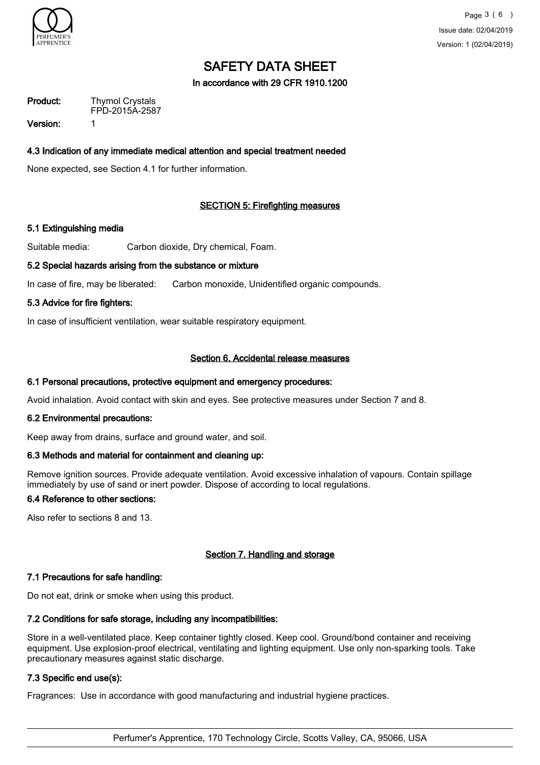# SAFETY DATA SHEET

**In accordance with 29 CFR 1910.1200**

**Product:** Thymol Crystals
FPD-2015A-2587

**Version:** 1

### 4.3 Indication of any immediate medical attention and special treatment needed

None expected, see Section 4.1 for further information.

## SECTION 5: Firefighting measures

### 5.1 Extinguishing media

Suitable media: Carbon dioxide, Dry chemical, Foam.

### 5.2 Special hazards arising from the substance or mixture

In case of fire, may be liberated: Carbon monoxide, Unidentified organic compounds.

### 5.3 Advice for fire fighters:

In case of insufficient ventilation, wear suitable respiratory equipment.

## Section 6. Accidental release measures

### 6.1 Personal precautions, protective equipment and emergency procedures:

Avoid inhalation. Avoid contact with skin and eyes. See protective measures under Section 7 and 8.

### 6.2 Environmental precautions:

Keep away from drains, surface and ground water, and soil.

### 6.3 Methods and material for containment and cleaning up:

Remove ignition sources. Provide adequate ventilation. Avoid excessive inhalation of vapours. Contain spillage immediately by use of sand or inert powder. Dispose of according to local regulations.

### 6.4 Reference to other sections:

Also refer to sections 8 and 13.

## Section 7. Handling and storage

### 7.1 Precautions for safe handling:

Do not eat, drink or smoke when using this product.

### 7.2 Conditions for safe storage, including any incompatibilities:

Store in a well-ventilated place. Keep container tightly closed. Keep cool. Ground/bond container and receiving equipment. Use explosion-proof electrical, ventilating and lighting equipment. Use only non-sparking tools. Take precautionary measures against static discharge.

### 7.3 Specific end use(s):

Fragrances: Use in accordance with good manufacturing and industrial hygiene practices.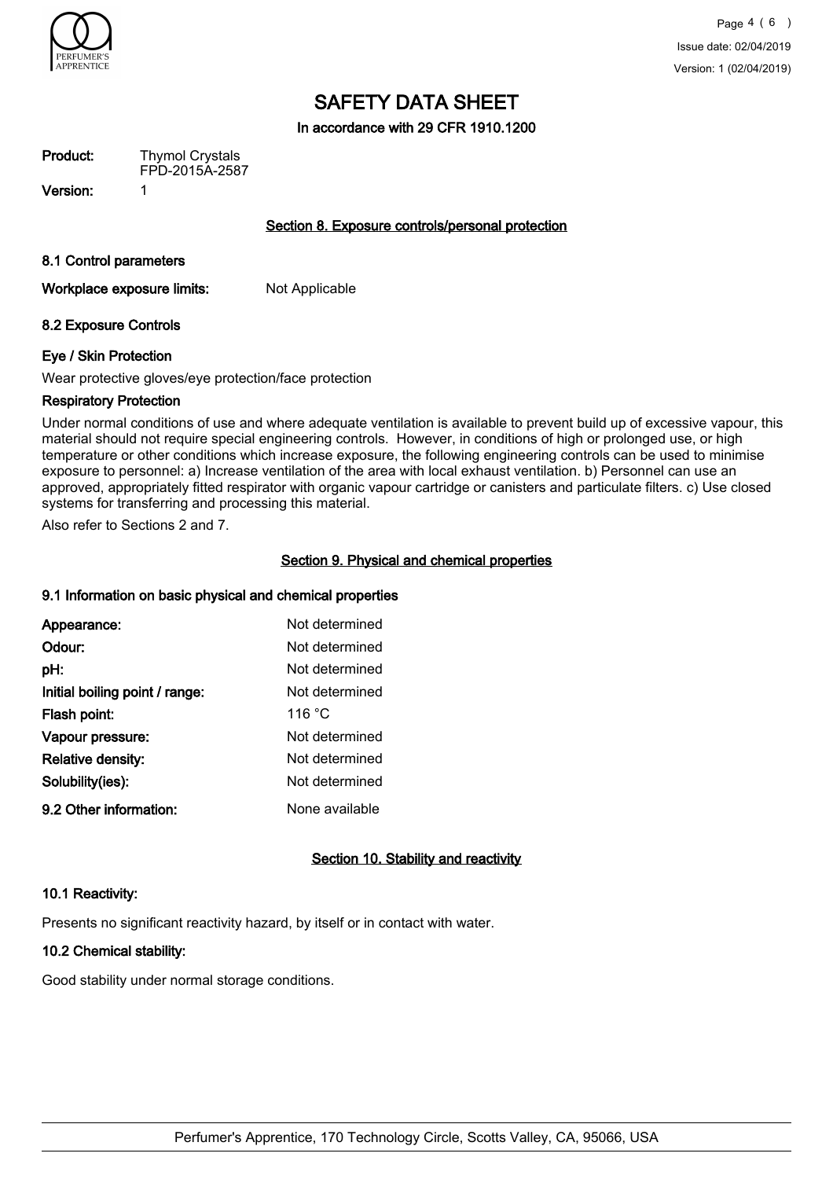# SAFETY DATA SHEET

In accordance with 29 CFR 1910.1200

**Product:** Thymol Crystals
FPD-2015A-2587

**Version:** 1

## Section 8. Exposure controls/personal protection

### 8.1 Control parameters

**Workplace exposure limits:** Not Applicable

### 8.2 Exposure Controls

**Eye / Skin Protection**

Wear protective gloves/eye protection/face protection

**Respiratory Protection**

Under normal conditions of use and where adequate ventilation is available to prevent build up of excessive vapour, this material should not require special engineering controls. However, in conditions of high or prolonged use, or high temperature or other conditions which increase exposure, the following engineering controls can be used to minimise exposure to personnel: a) Increase ventilation of the area with local exhaust ventilation. b) Personnel can use an approved, appropriately fitted respirator with organic vapour cartridge or canisters and particulate filters. c) Use closed systems for transferring and processing this material.

Also refer to Sections 2 and 7.

## Section 9. Physical and chemical properties

### 9.1 Information on basic physical and chemical properties

| | |
|---|---|
| **Appearance:** | Not determined |
| **Odour:** | Not determined |
| **pH:** | Not determined |
| **Initial boiling point / range:** | Not determined |
| **Flash point:** | 116 °C |
| **Vapour pressure:** | Not determined |
| **Relative density:** | Not determined |
| **Solubility(ies):** | Not determined |
| **9.2 Other information:** | None available |

## Section 10. Stability and reactivity

### 10.1 Reactivity:

Presents no significant reactivity hazard, by itself or in contact with water.

### 10.2 Chemical stability:

Good stability under normal storage conditions.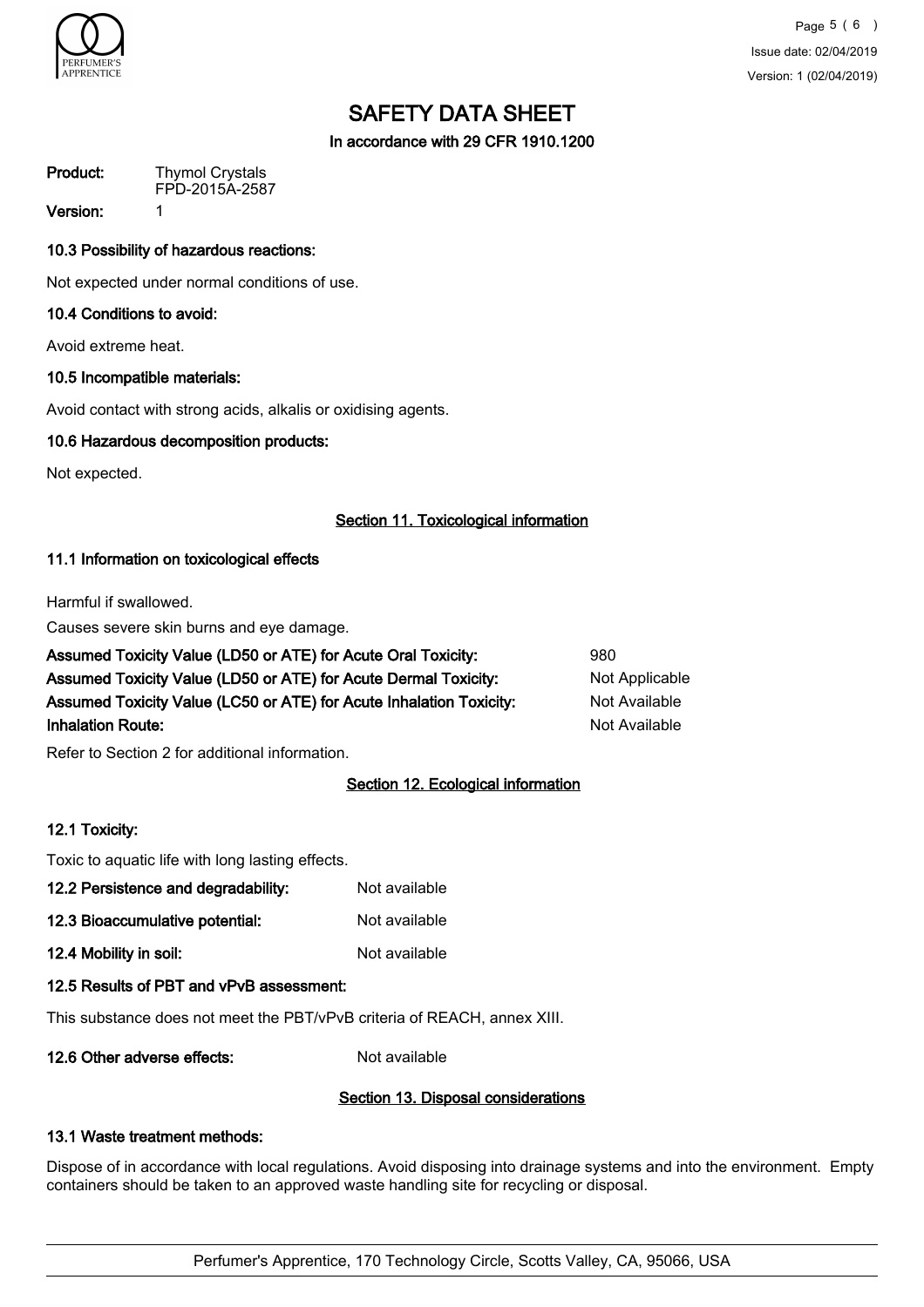# SAFETY DATA SHEET

In accordance with 29 CFR 1910.1200

**Product:** Thymol Crystals FPD-2015A-2587

**Version:** 1

### 10.3 Possibility of hazardous reactions:

Not expected under normal conditions of use.

### 10.4 Conditions to avoid:

Avoid extreme heat.

### 10.5 Incompatible materials:

Avoid contact with strong acids, alkalis or oxidising agents.

### 10.6 Hazardous decomposition products:

Not expected.

## Section 11. Toxicological information

### 11.1 Information on toxicological effects

Harmful if swallowed.

Causes severe skin burns and eye damage.

| | |
|---|---|
| **Assumed Toxicity Value (LD50 or ATE) for Acute Oral Toxicity:** | 980 |
| **Assumed Toxicity Value (LD50 or ATE) for Acute Dermal Toxicity:** | Not Applicable |
| **Assumed Toxicity Value (LC50 or ATE) for Acute Inhalation Toxicity:** | Not Available |
| **Inhalation Route:** | Not Available |

Refer to Section 2 for additional information.

## Section 12. Ecological information

### 12.1 Toxicity:

Toxic to aquatic life with long lasting effects.

| | |
|---|---|
| **12.2 Persistence and degradability:** | Not available |
| **12.3 Bioaccumulative potential:** | Not available |
| **12.4 Mobility in soil:** | Not available |

### 12.5 Results of PBT and vPvB assessment:

This substance does not meet the PBT/vPvB criteria of REACH, annex XIII.

**12.6 Other adverse effects:** Not available

## Section 13. Disposal considerations

### 13.1 Waste treatment methods:

Dispose of in accordance with local regulations. Avoid disposing into drainage systems and into the environment. Empty containers should be taken to an approved waste handling site for recycling or disposal.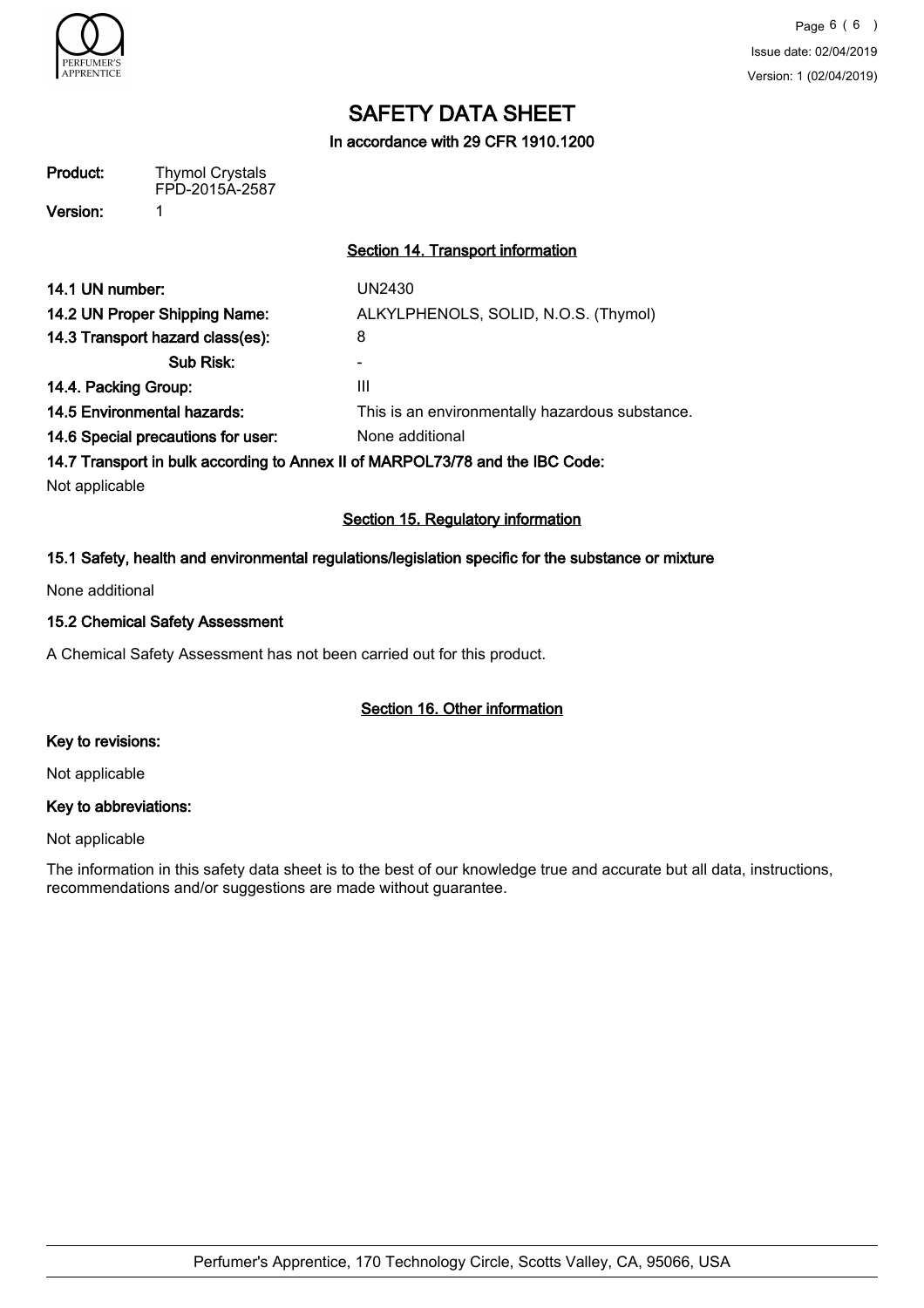# SAFETY DATA SHEET

**In accordance with 29 CFR 1910.1200**

**Product:** Thymol Crystals
FPD-2015A-2587

**Version:** 1

## Section 14. Transport information

| | |
|---|---|
| **14.1 UN number:** | UN2430 |
| **14.2 UN Proper Shipping Name:** | ALKYLPHENOLS, SOLID, N.O.S. (Thymol) |
| **14.3 Transport hazard class(es):** | 8 |
| **Sub Risk:** | - |
| **14.4. Packing Group:** | III |
| **14.5 Environmental hazards:** | This is an environmentally hazardous substance. |
| **14.6 Special precautions for user:** | None additional |

**14.7 Transport in bulk according to Annex II of MARPOL73/78 and the IBC Code:**

Not applicable

## Section 15. Regulatory information

### 15.1 Safety, health and environmental regulations/legislation specific for the substance or mixture

None additional

### 15.2 Chemical Safety Assessment

A Chemical Safety Assessment has not been carried out for this product.

## Section 16. Other information

**Key to revisions:**

Not applicable

**Key to abbreviations:**

Not applicable

The information in this safety data sheet is to the best of our knowledge true and accurate but all data, instructions, recommendations and/or suggestions are made without guarantee.